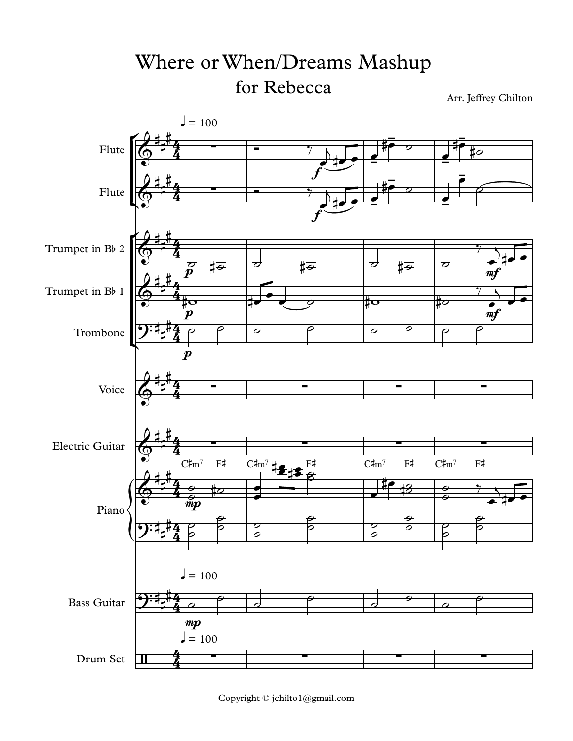# Where or When/Dreams Mashup

## for Rebecca

Arr. Jeffrey Chilton

Copyright © jchilto1@gmail.com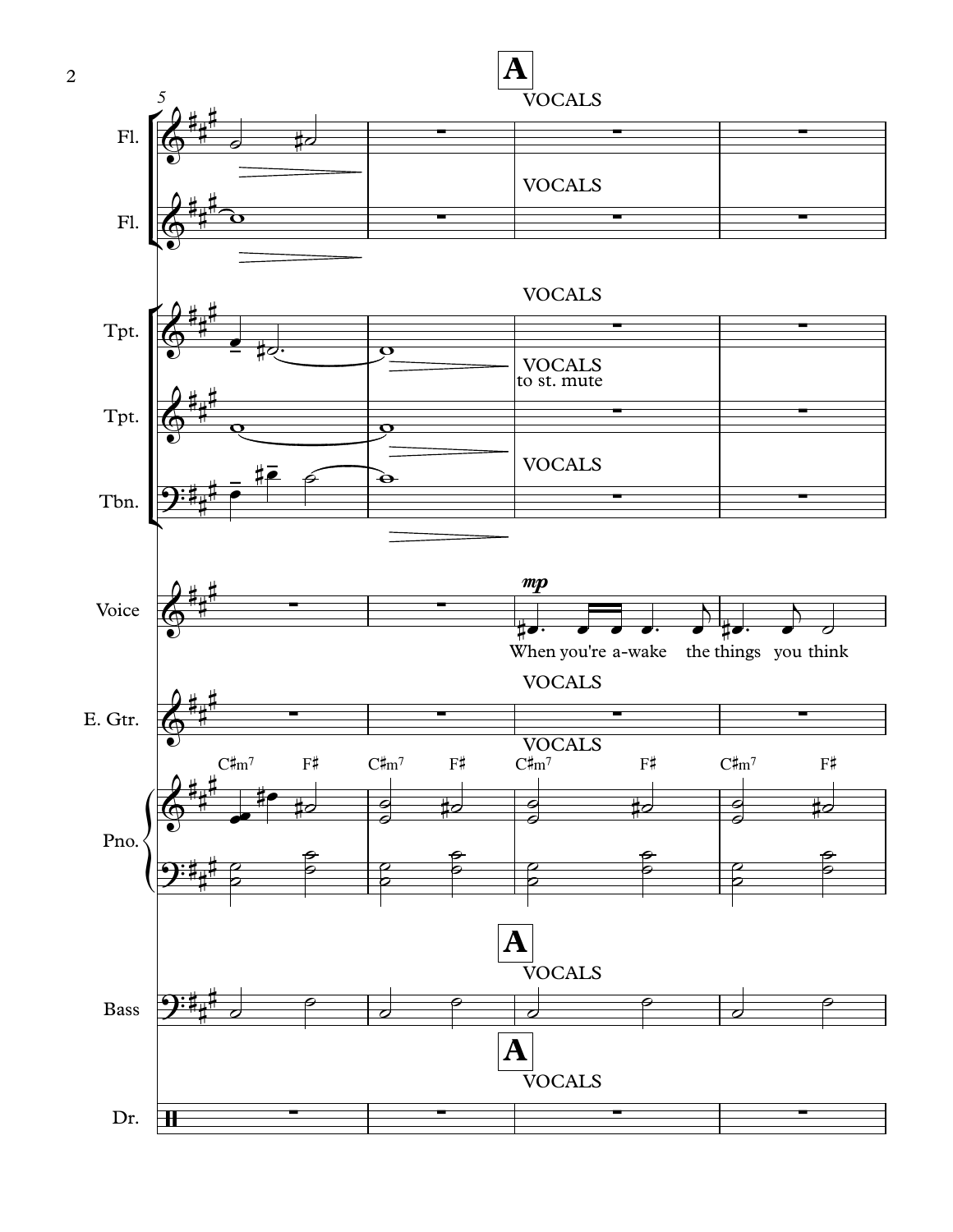**A**

VOCALS

Fl.

Fl.

Tpt.

Tpt.

to st. mute

Tbn.

Voice

*mp*

When you're a-wake the things you think

E. Gtr.

Pno.

C♯m7 F♯ C♯m7 F♯ C♯m7 F♯ C♯m7 F♯

Bass

Dr.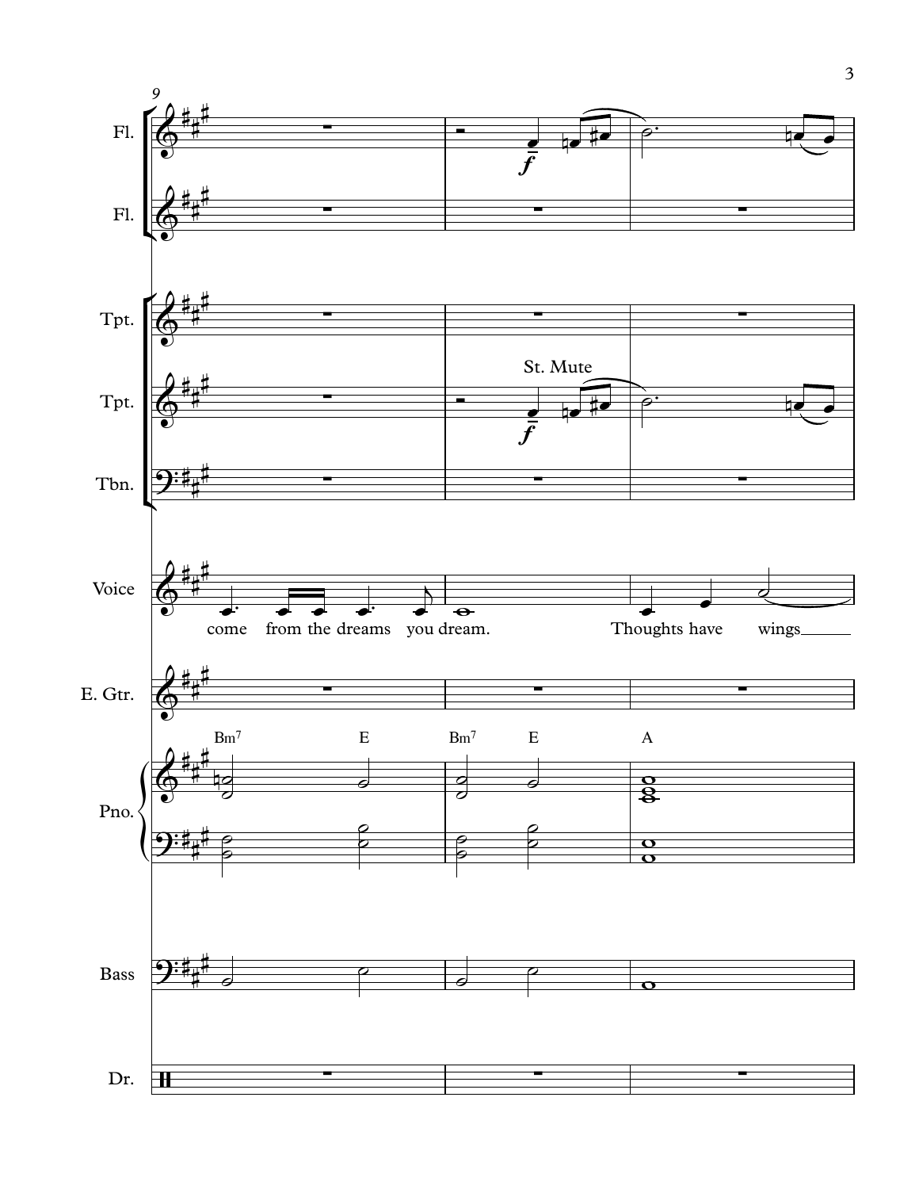Fl.

Fl.

Tpt.

Tpt.

St. Mute

Tbn.

Voice

come from the dreams you dream. Thoughts have wings

E. Gtr.

Bm7 E Bm7 E A

Pno.

Bass

Dr.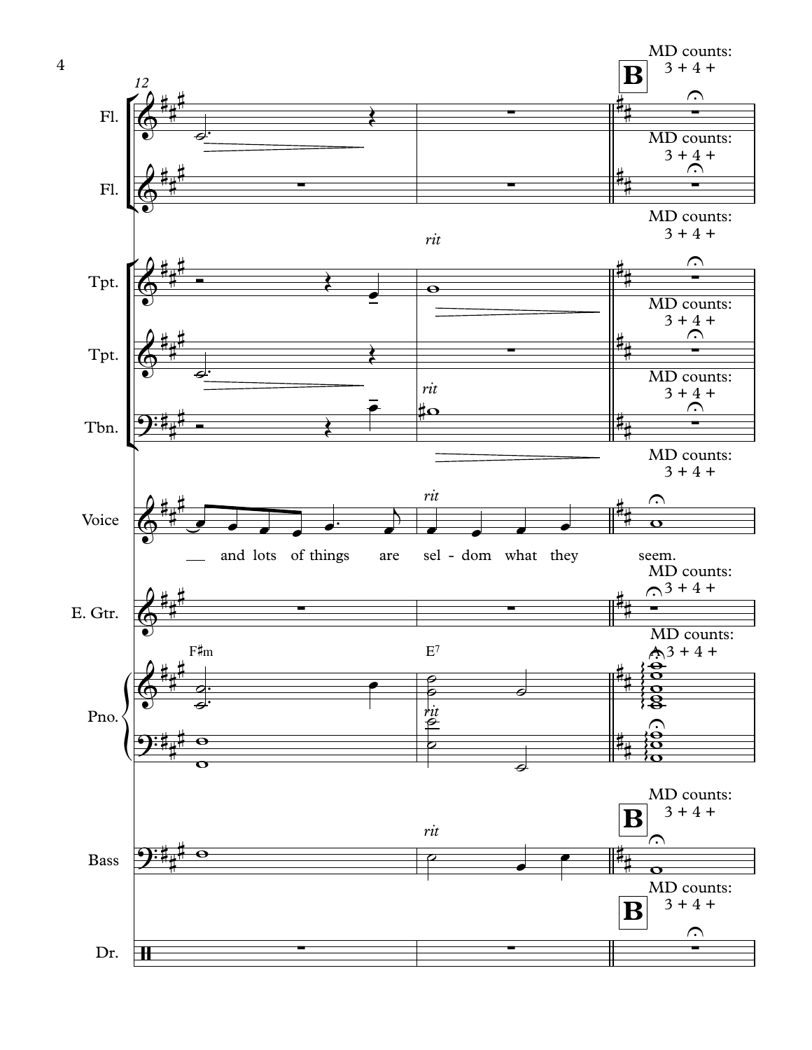12

**B**

MD counts: 3 + 4 +

Fl.

Fl.

Tpt.

Tpt.

Tbn.

Voice

*rit*

— and lots of things are sel - dom what they seem.

E. Gtr.

Pno.

F♯m E7

Bass

Dr.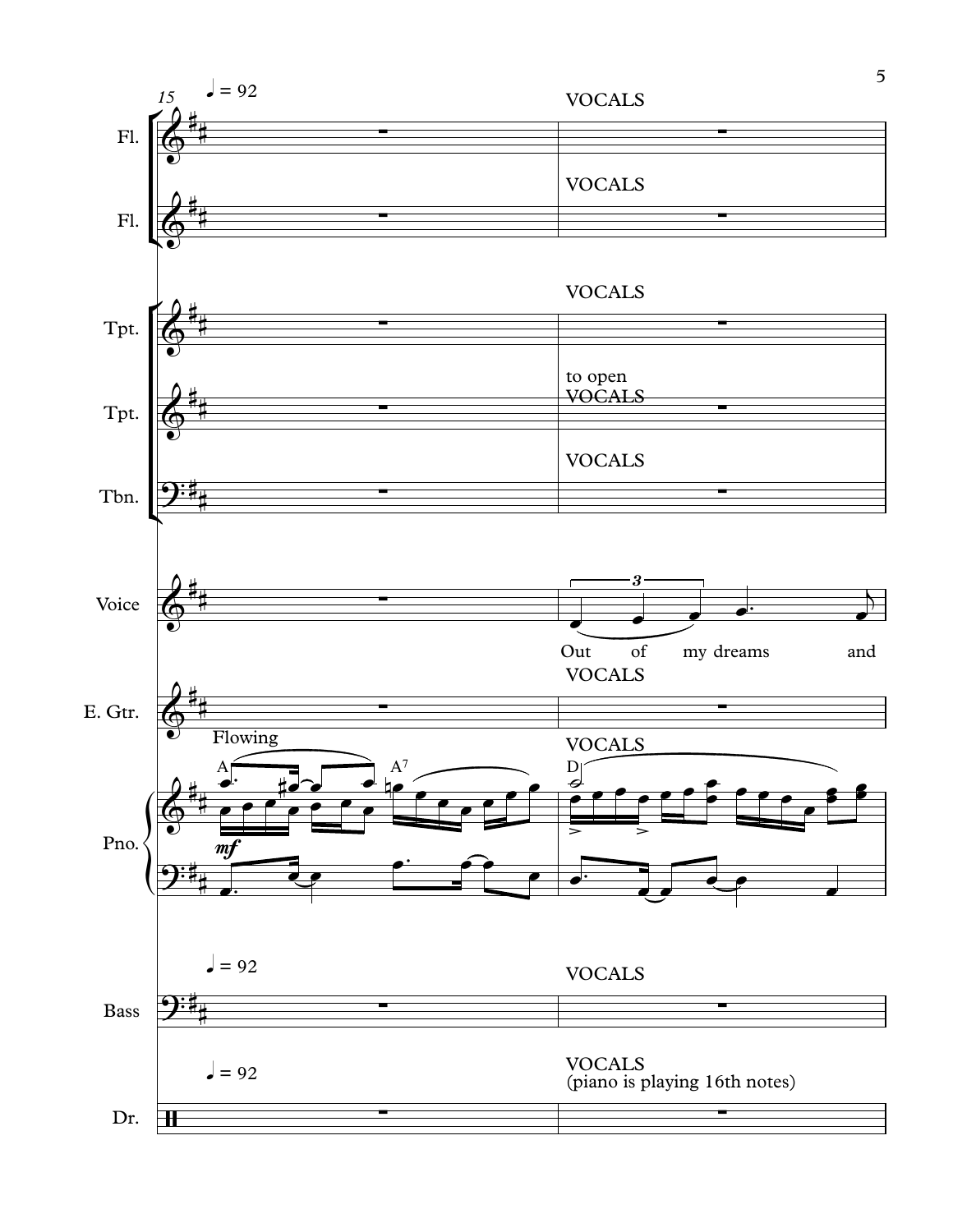15 ♩ = 92

| Instrument | Measure 15 | Measure 16 |
| --- | --- | --- |
| Fl. | | VOCALS |
| Fl. | | VOCALS |
| Tpt. | | VOCALS |
| Tpt. | | to open VOCALS |
| Tbn. | | VOCALS |
| Voice | | Out of my dreams and |
| E. Gtr. | | VOCALS |
| Pno. | Flowing, A, A7, *mf* | VOCALS, D |
| Bass (♩ = 92) | | VOCALS |
| Dr. (♩ = 92) | | VOCALS (piano is playing 16th notes) |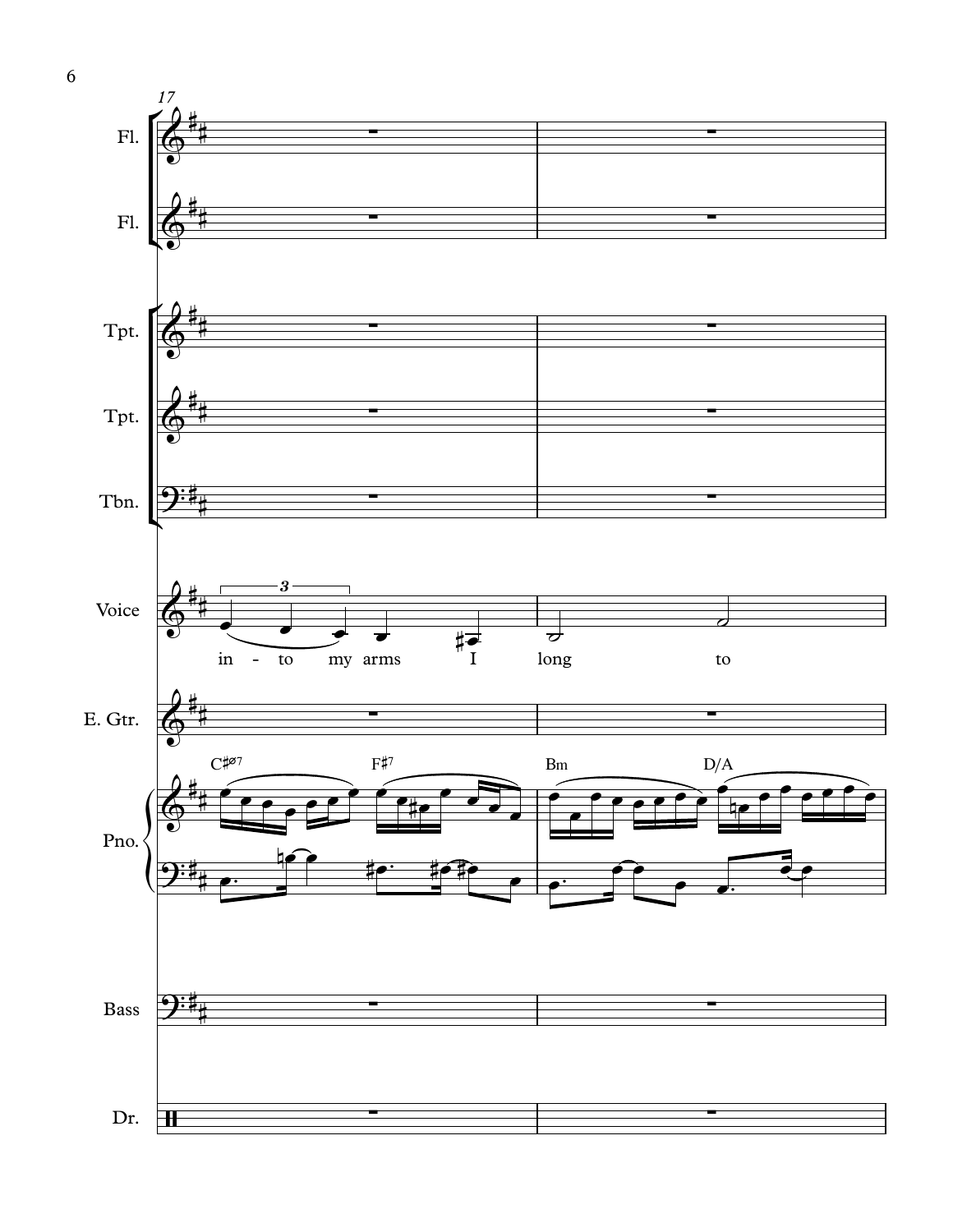17

Fl.

Fl.

Tpt.

Tpt.

Tbn.

Voice

in - to my arms I long to

E. Gtr.

Pno.

C♯ø7 F♯7 Bm D/A

Bass

Dr.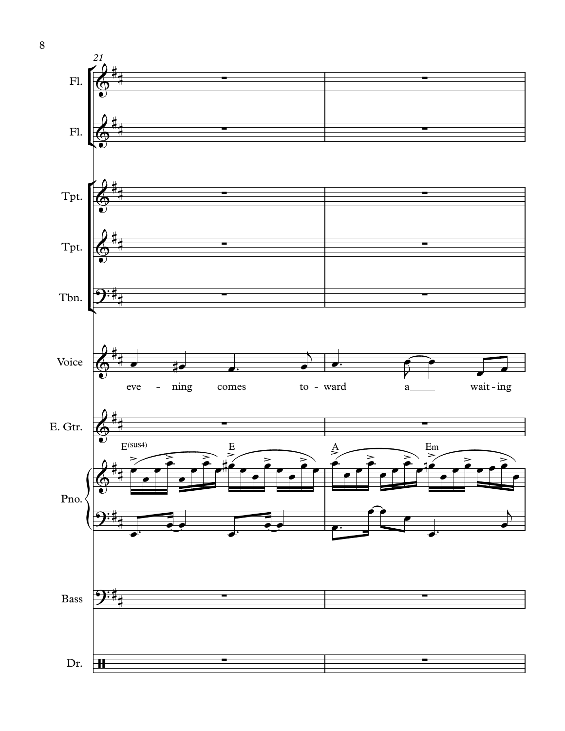21

Fl.

Fl.

Tpt.

Tpt.

Tbn.

Voice

eve - ning comes to - ward a wait - ing

E. Gtr.

E(sus4) E A Em

Pno.

Bass

Dr.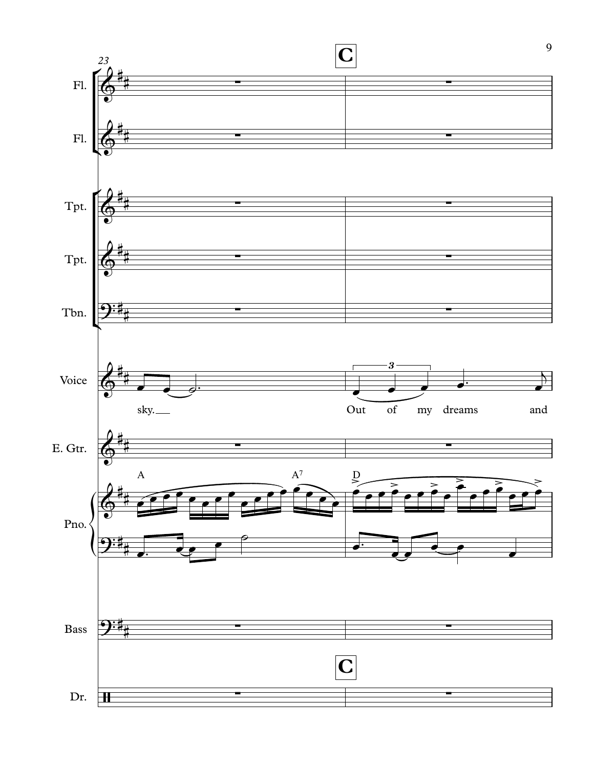23

**C**

Fl.

Fl.

Tpt.

Tpt.

Tbn.

Voice

sky. Out of my dreams and

E. Gtr.

A A7 D

Pno.

Bass

**C**

Dr.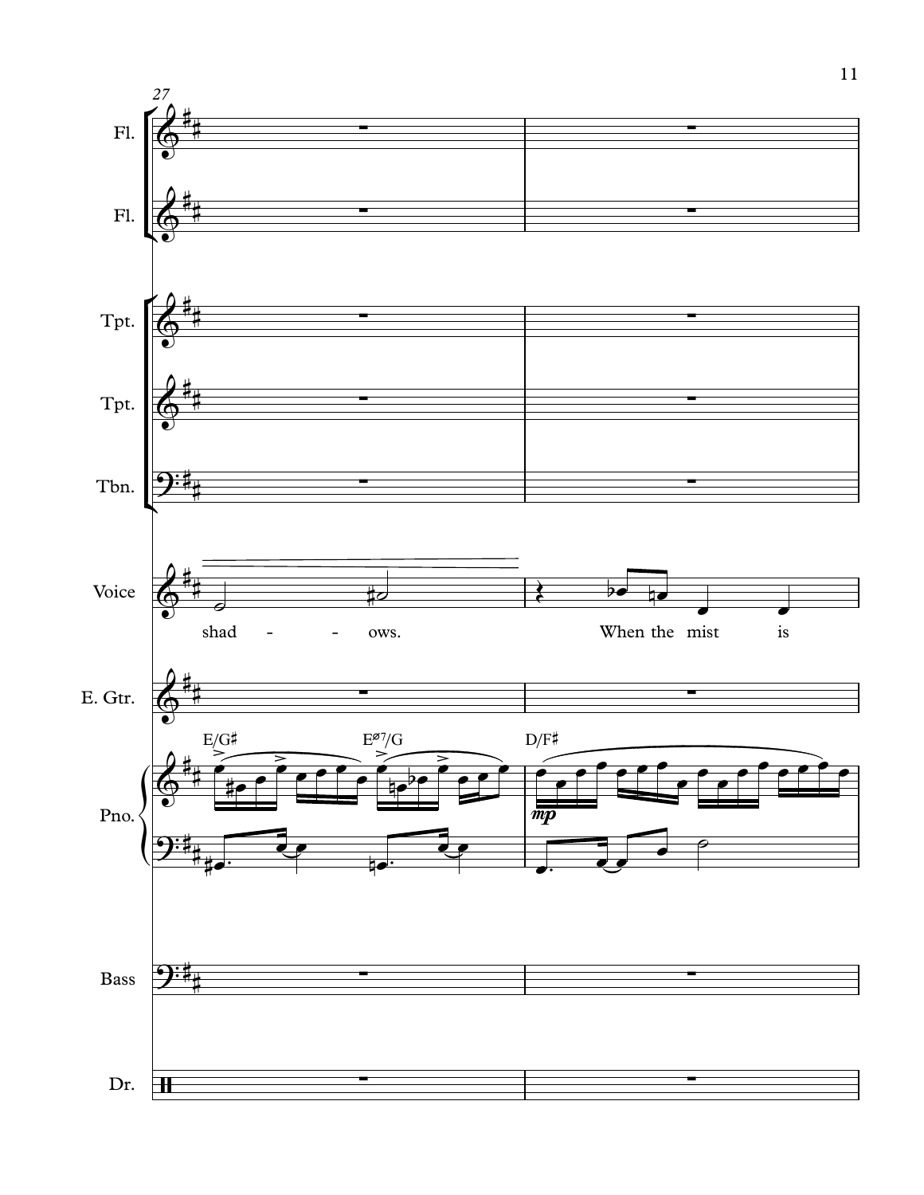27

Fl.

Fl.

Tpt.

Tpt.

Tbn.

Voice

shad - - ows. When the mist is

E. Gtr.

E/G♯ Eø7/G D/F♯

Pno.

*mp*

Bass

Dr.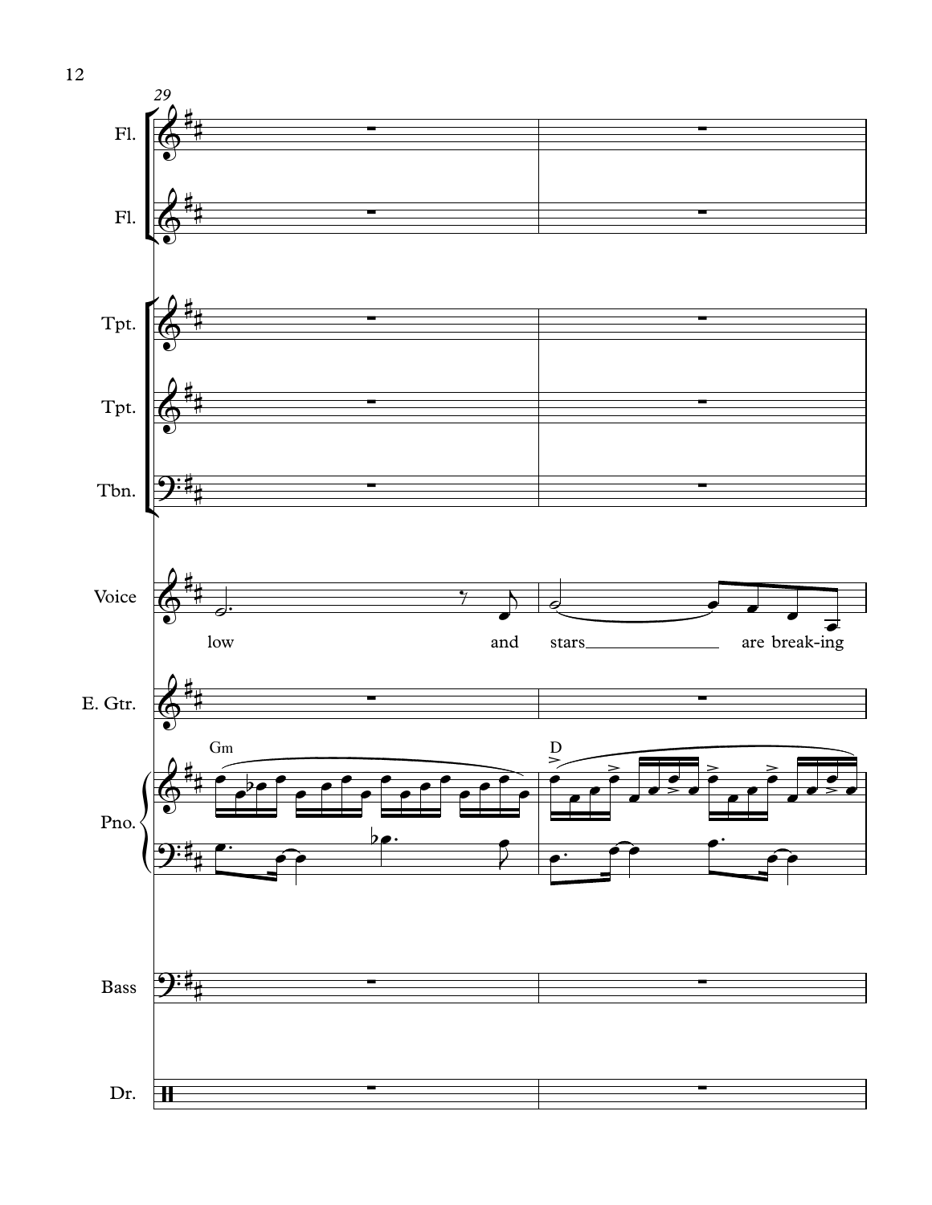29

Fl.

Fl.

Tpt.

Tpt.

Tbn.

Voice: low and stars are break-ing

E. Gtr.

Pno.: Gm D

Bass

Dr.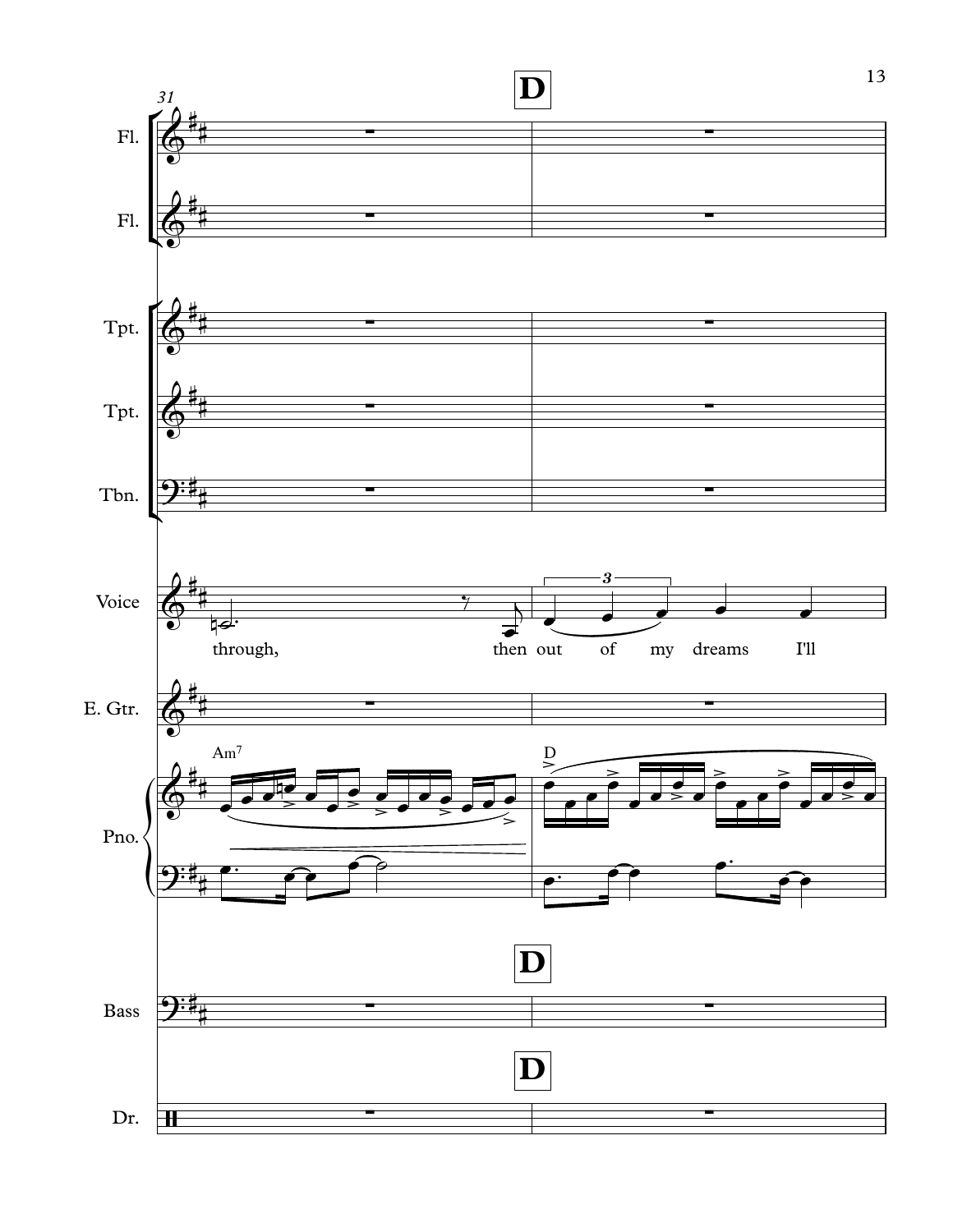**D**

Fl.

Fl.

Tpt.

Tpt.

Tbn.

Voice: through, then out of my dreams I'll

E. Gtr.

Pno.: Am7 | D

Bass

Dr.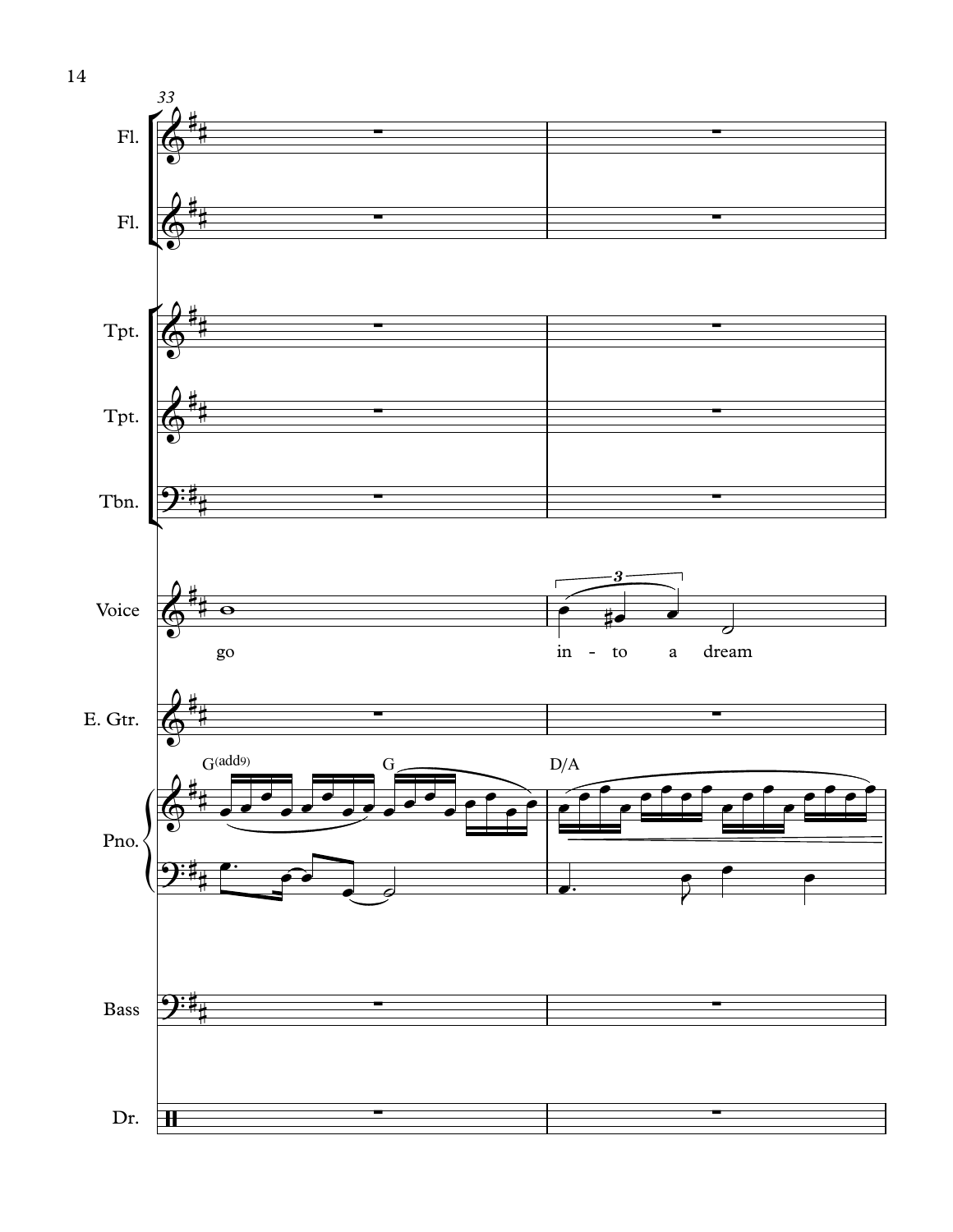33

Fl.

Fl.

Tpt.

Tpt.

Tbn.

Voice

go

in - to a dream

E. Gtr.

G(add9) G D/A

Pno.

Bass

Dr.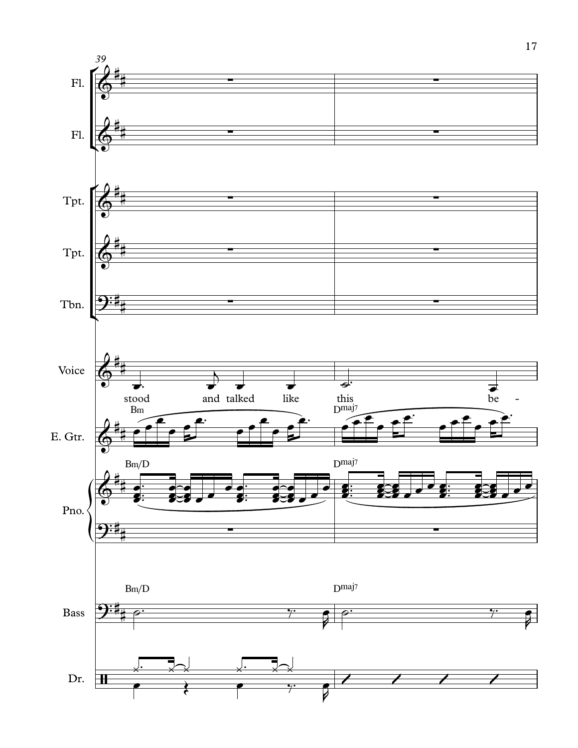39

Fl.

Fl.

Tpt.

Tpt.

Tbn.

Voice

stood and talked like this be -

E. Gtr.

Bm

Dmaj7

Pno.

Bm/D

Dmaj7

Bass

Bm/D

Dmaj7

Dr.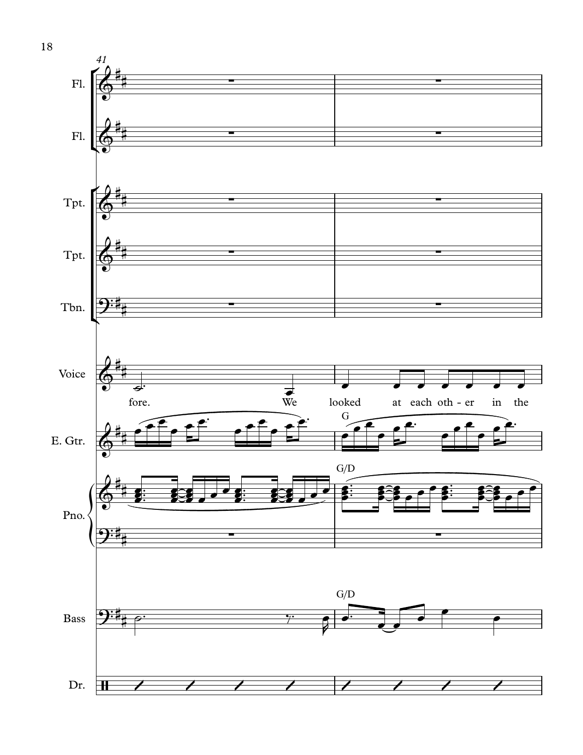41

Fl.

Fl.

Tpt.

Tpt.

Tbn.

Voice

fore. We looked at each oth - er in the

E. Gtr.

G

Pno.

G/D

Bass

G/D

Dr.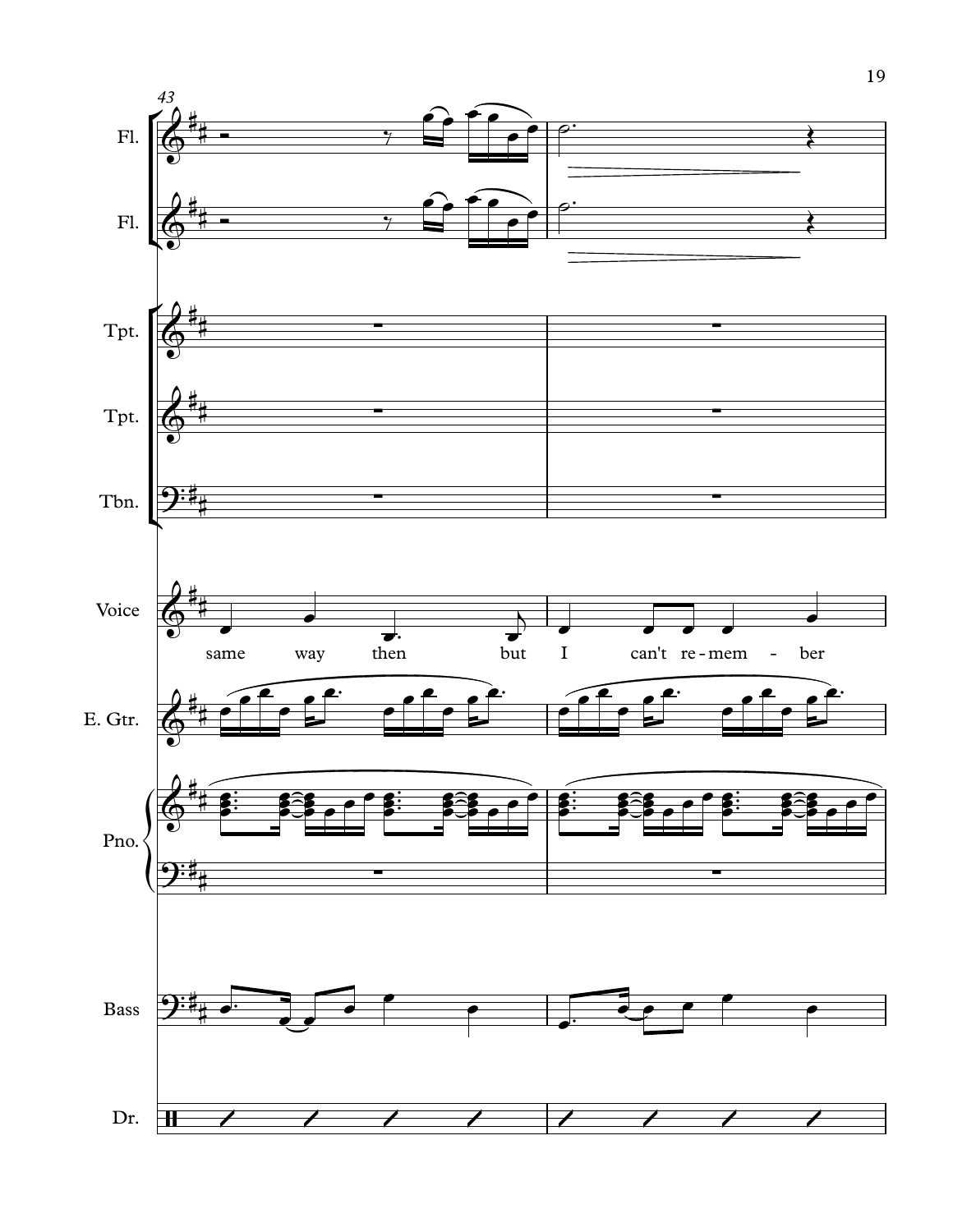43

Fl.

Fl.

Tpt.

Tpt.

Tbn.

Voice

same way then but I can't re - mem - ber

E. Gtr.

Pno.

Bass

Dr.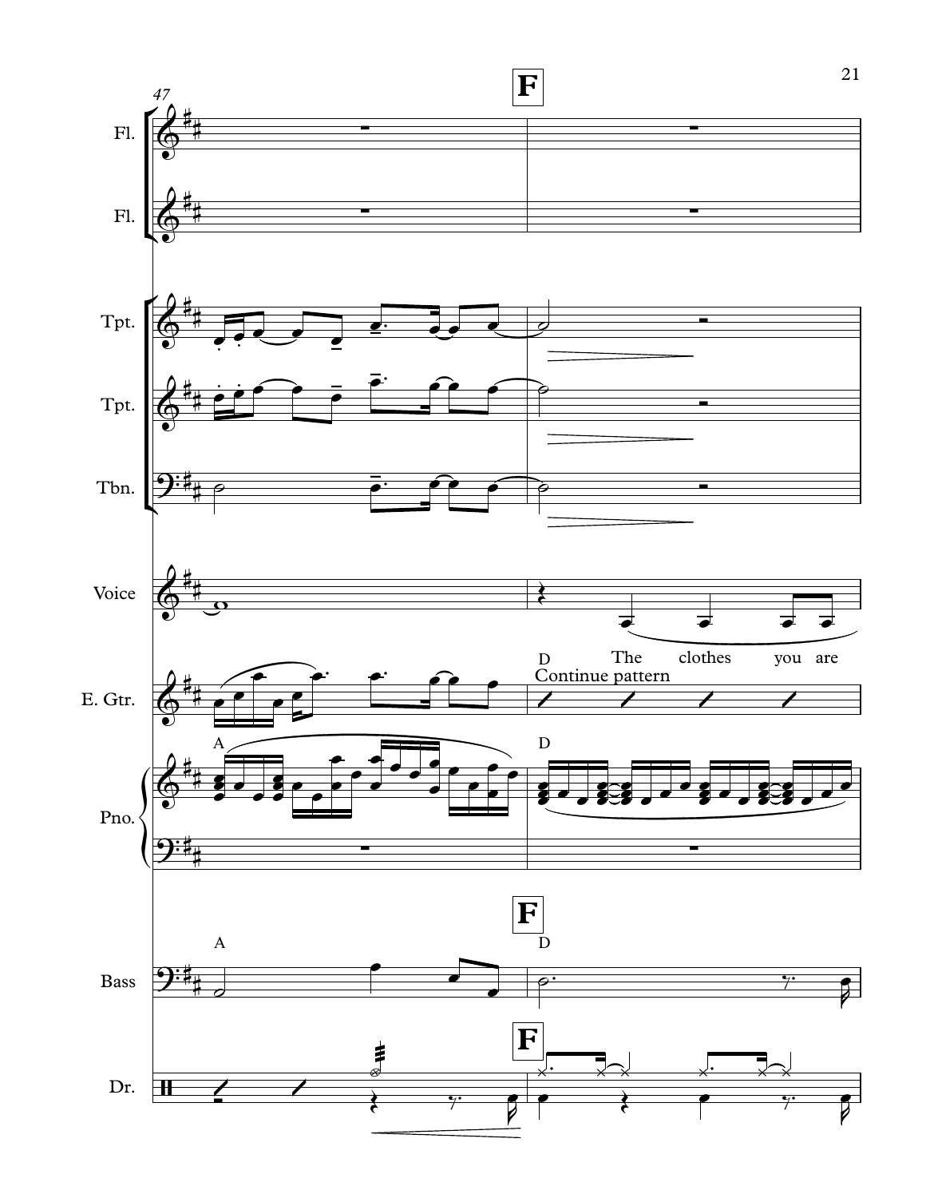**F**

Fl.

Fl.

Tpt.

Tpt.

Tbn.

Voice

D

The clothes you are

E. Gtr.

Continue pattern

Pno.

A

D

Bass

A

D

Dr.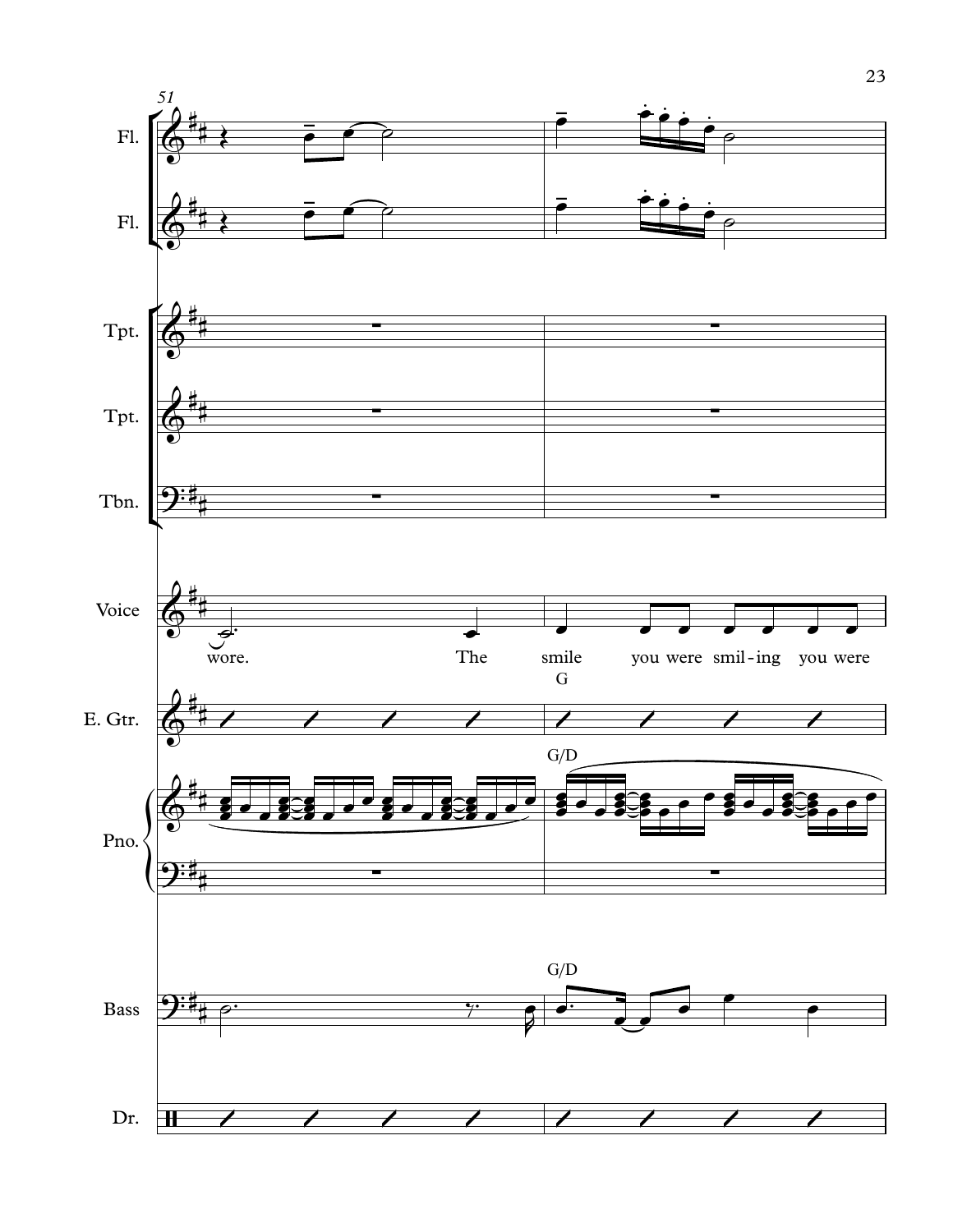51

Fl.

Fl.

Tpt.

Tpt.

Tbn.

Voice

wore. The smile you were smil-ing you were

G

E. Gtr.

G/D

Pno.

G/D

Bass

Dr.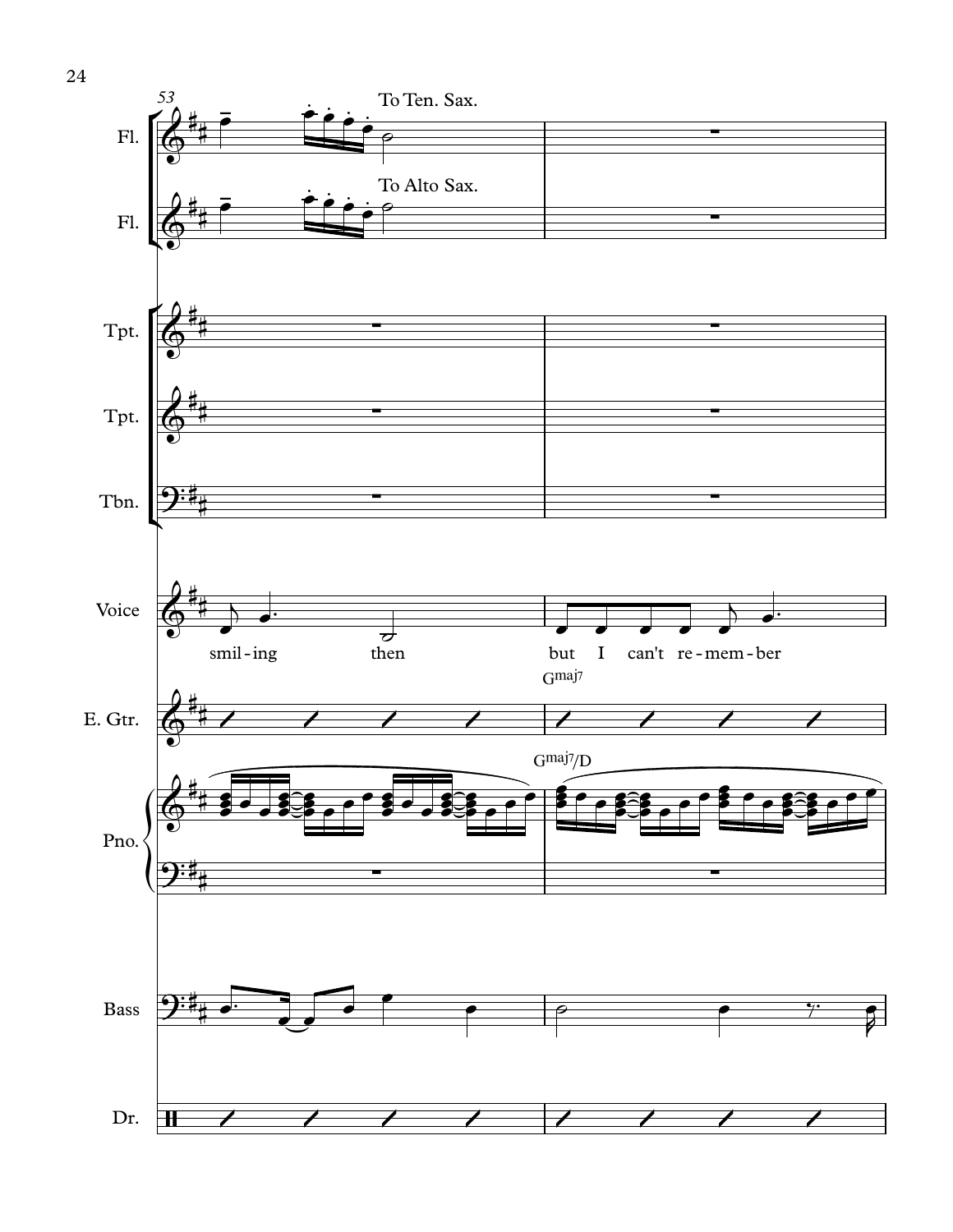53

Fl. — To Ten. Sax.

Fl. — To Alto Sax.

Tpt.

Tpt.

Tbn.

Voice: smil - ing then | but I can't re - mem - ber

E. Gtr.: Gmaj7

Pno.: Gmaj7/D

Bass

Dr.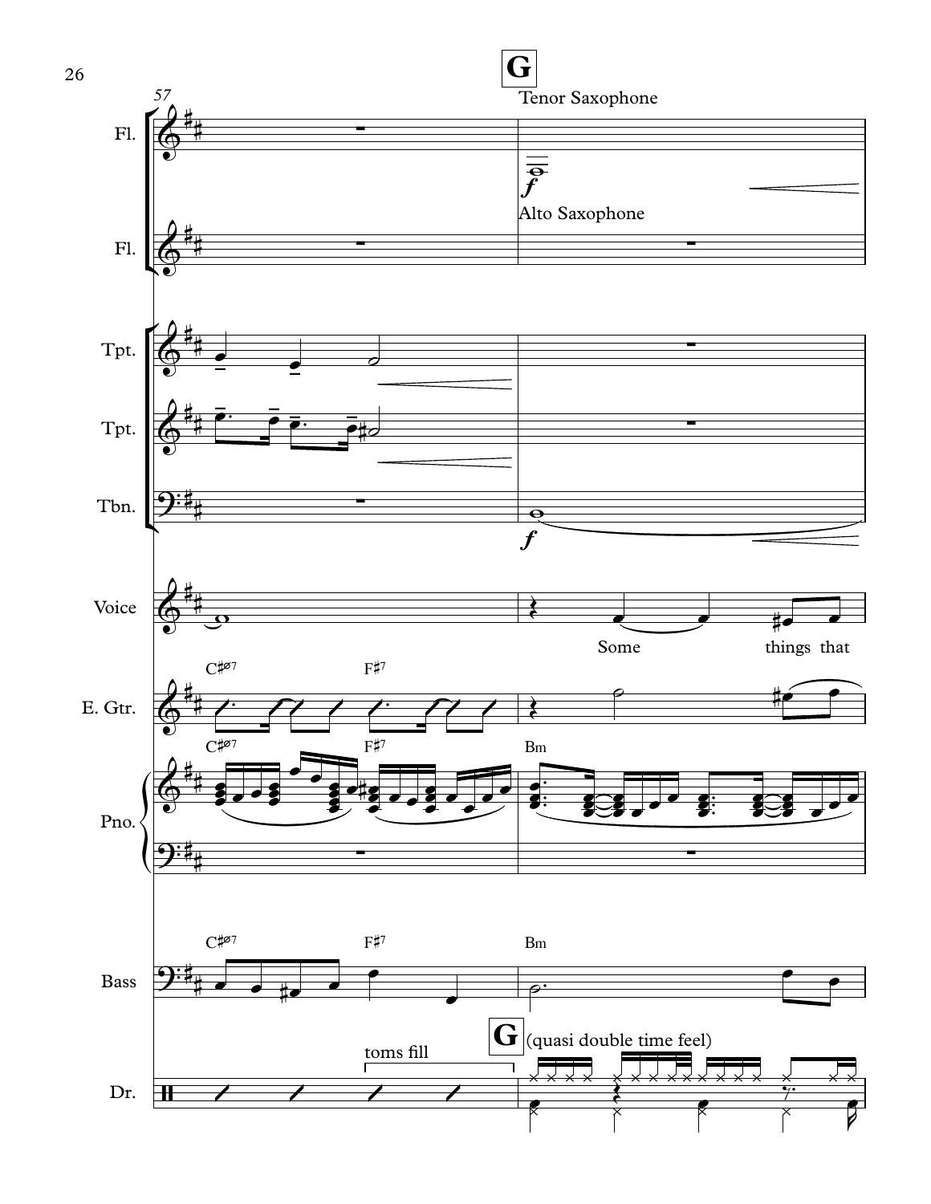**G**

Tenor Saxophone

Alto Saxophone

Some things that

C♯ø7 F♯7 Bm

toms fill

(quasi double time feel)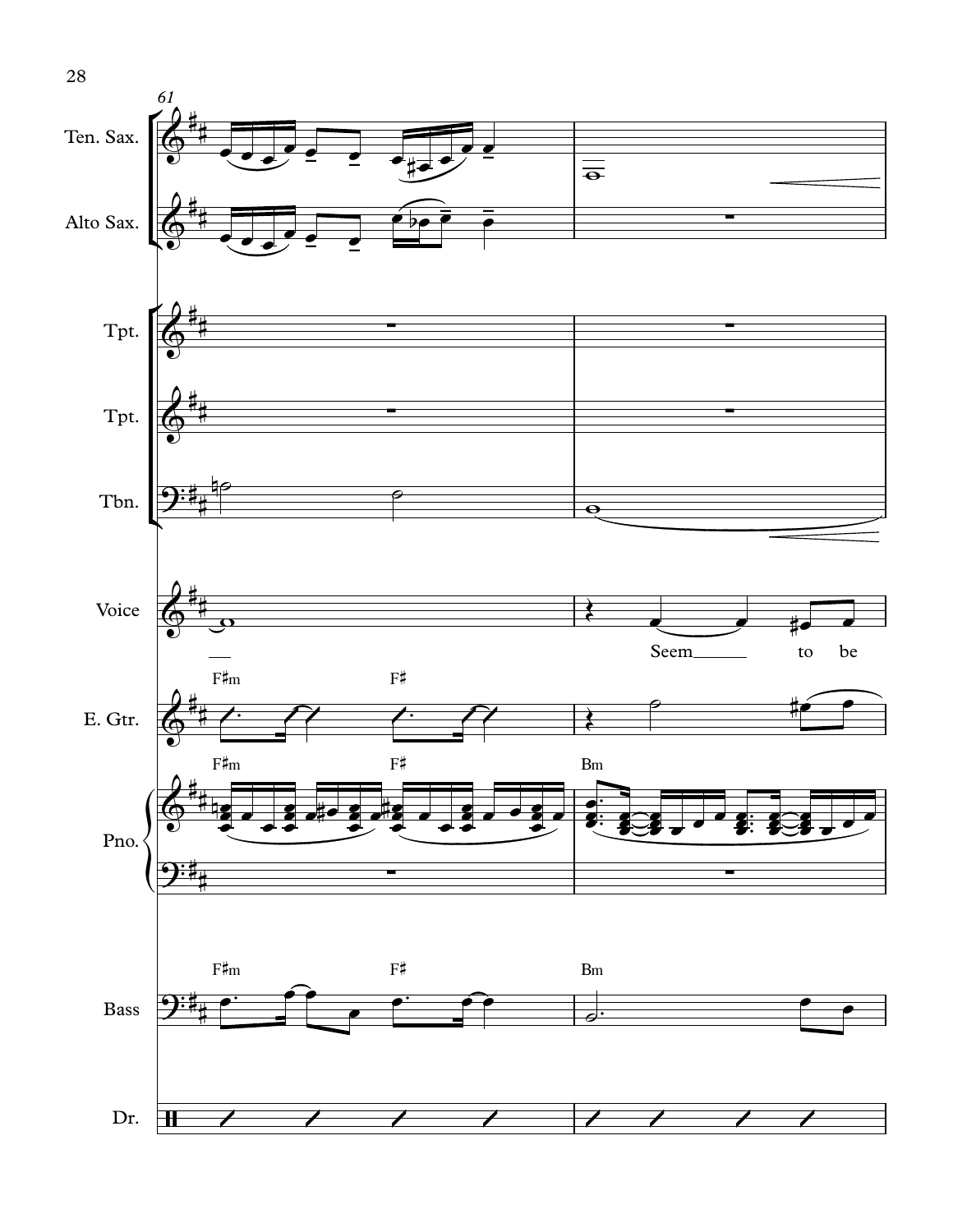61

Ten. Sax.

Alto Sax.

Tpt.

Tpt.

Tbn.

Voice

Seem to be

E. Gtr.

F♯m F♯

Pno.

F♯m F♯ Bm

Bass

F♯m F♯ Bm

Dr.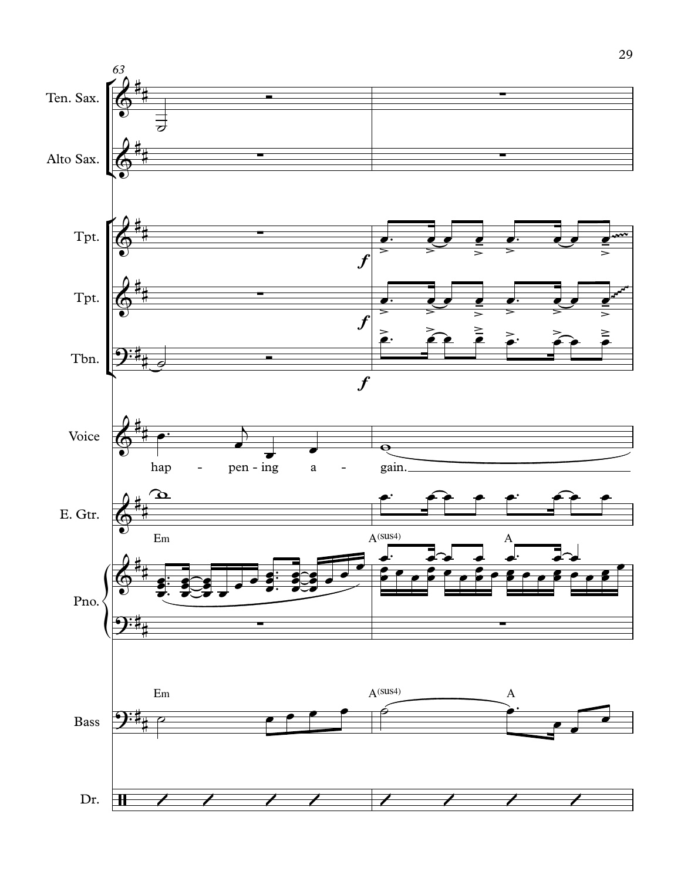63

Ten. Sax.

Alto Sax.

Tpt.

Tpt.

Tbn.

Voice

hap - pen - ing a - gain.

E. Gtr.

Pno.

Em A(sus4) A

Bass

Em A(sus4) A

Dr.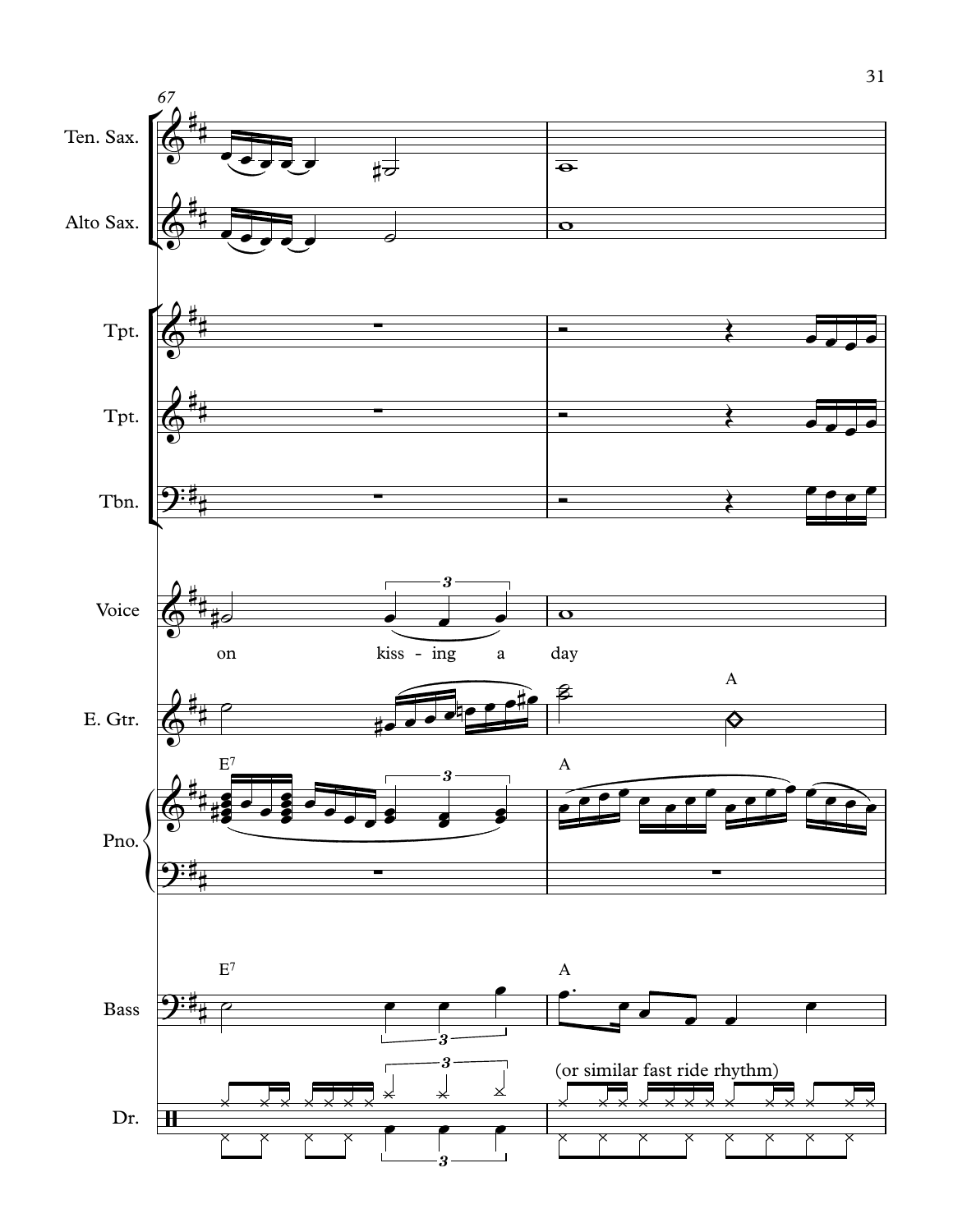67

Ten. Sax.

Alto Sax.

Tpt.

Tpt.

Tbn.

Voice

on kiss - ing a day

E. Gtr.

A

Pno.

E7

A

Bass

E7

A

Dr.

(or similar fast ride rhythm)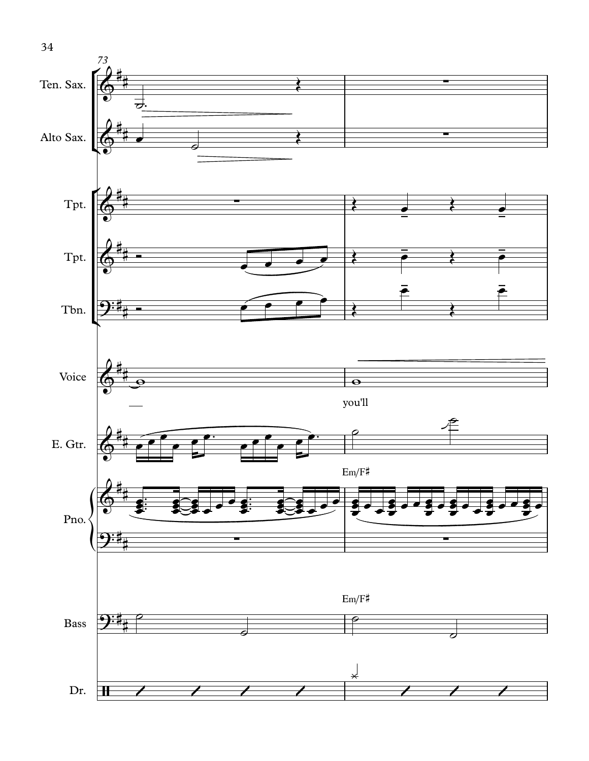73

Ten. Sax.

Alto Sax.

Tpt.

Tpt.

Tbn.

Voice

you'll

E. Gtr.

Em/F♯

Pno.

Em/F♯

Bass

Dr.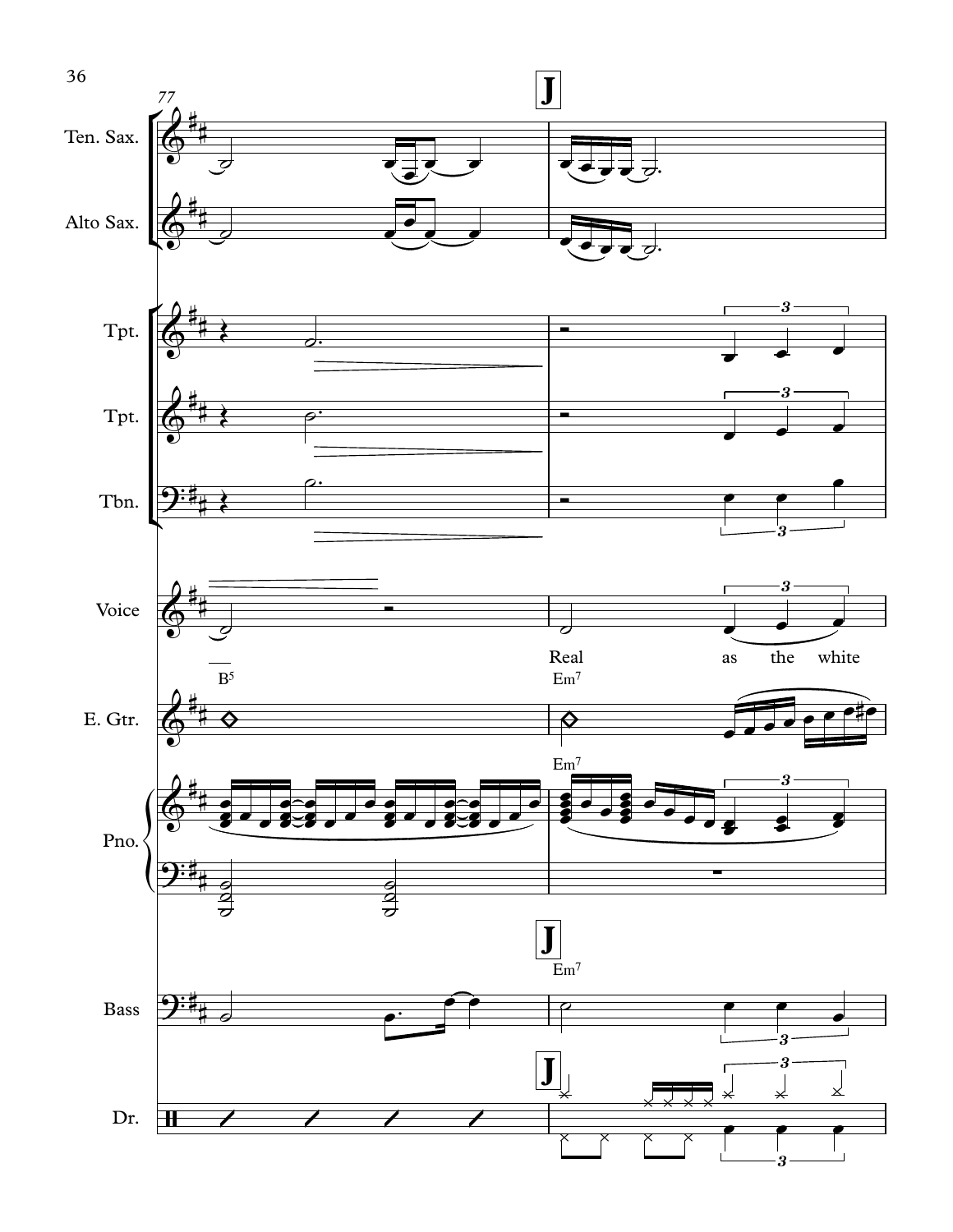Ten. Sax.

Alto Sax.

Tpt.

Tpt.

Tbn.

Voice

Real as the white

E. Gtr.

Pno.

Bass

Dr.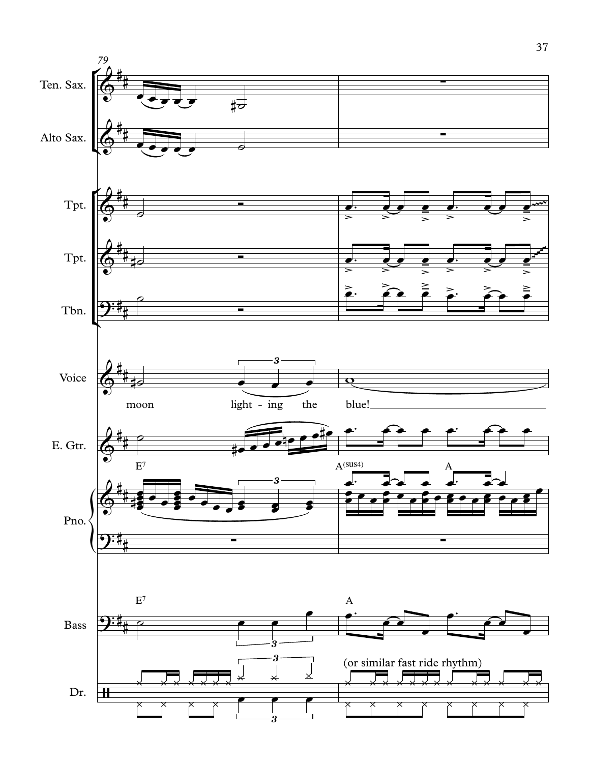79

Ten. Sax.

Alto Sax.

Tpt.

Tpt.

Tbn.

Voice

moon light - ing the blue!

E. Gtr.

E⁷ A(sus4) A

Pno.

E⁷ A

Bass

(or similar fast ride rhythm)

Dr.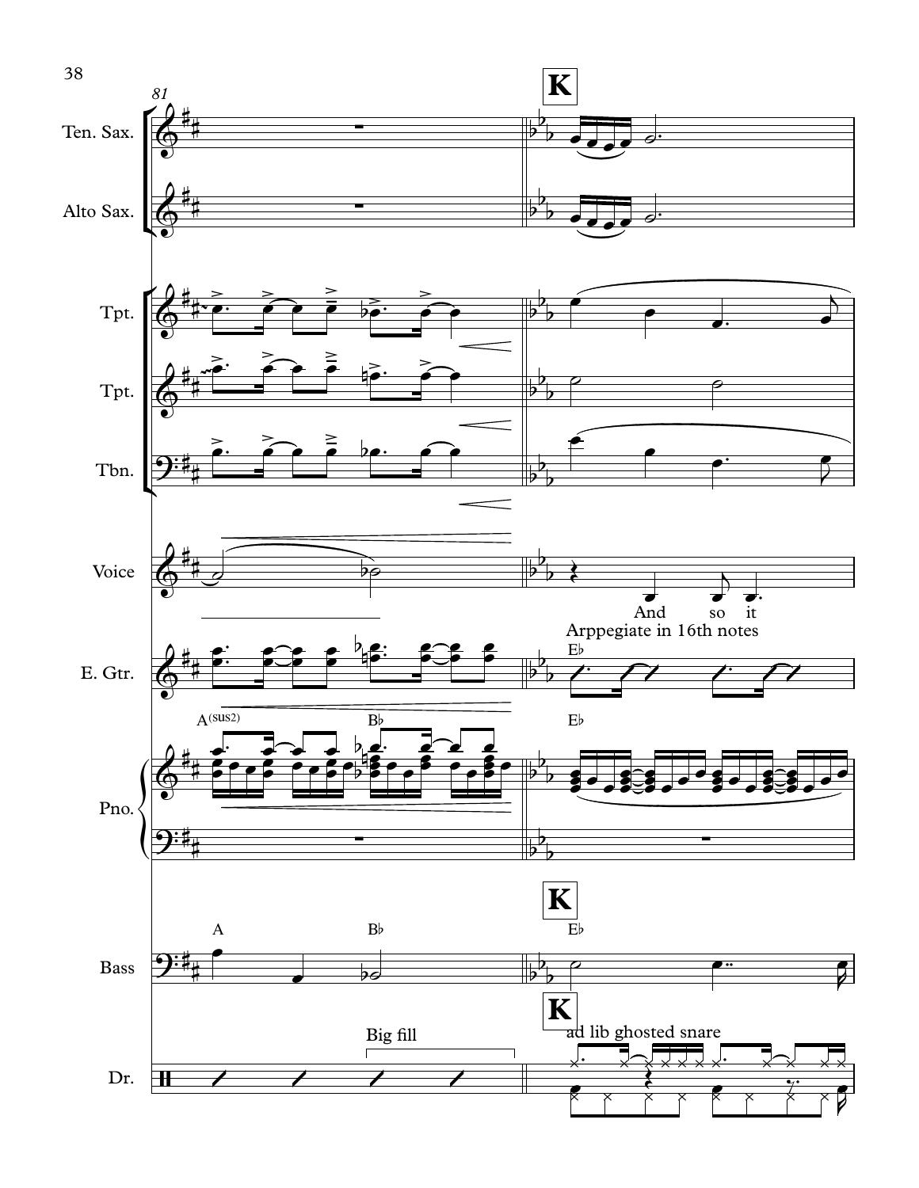81

**K**

Ten. Sax.

Alto Sax.

Tpt.

Tpt.

Tbn.

Voice

And so it

Arppegiate in 16th notes

E. Gtr.

E♭

A(sus2) B♭ E♭

Pno.

**K**

A B♭ E♭

Bass

**K**

Big fill

ad lib ghosted snare

Dr.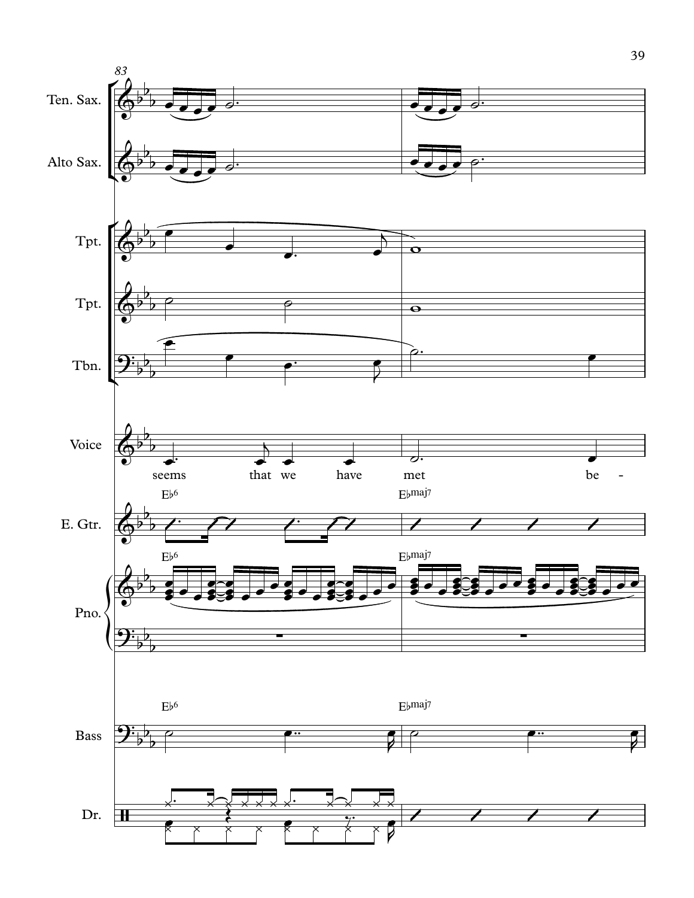83

Ten. Sax.

Alto Sax.

Tpt.

Tpt.

Tbn.

Voice

seems that we have met be -

E. Gtr.

E♭6 E♭maj7

Pno.

E♭6 E♭maj7

Bass

E♭6 E♭maj7

Dr.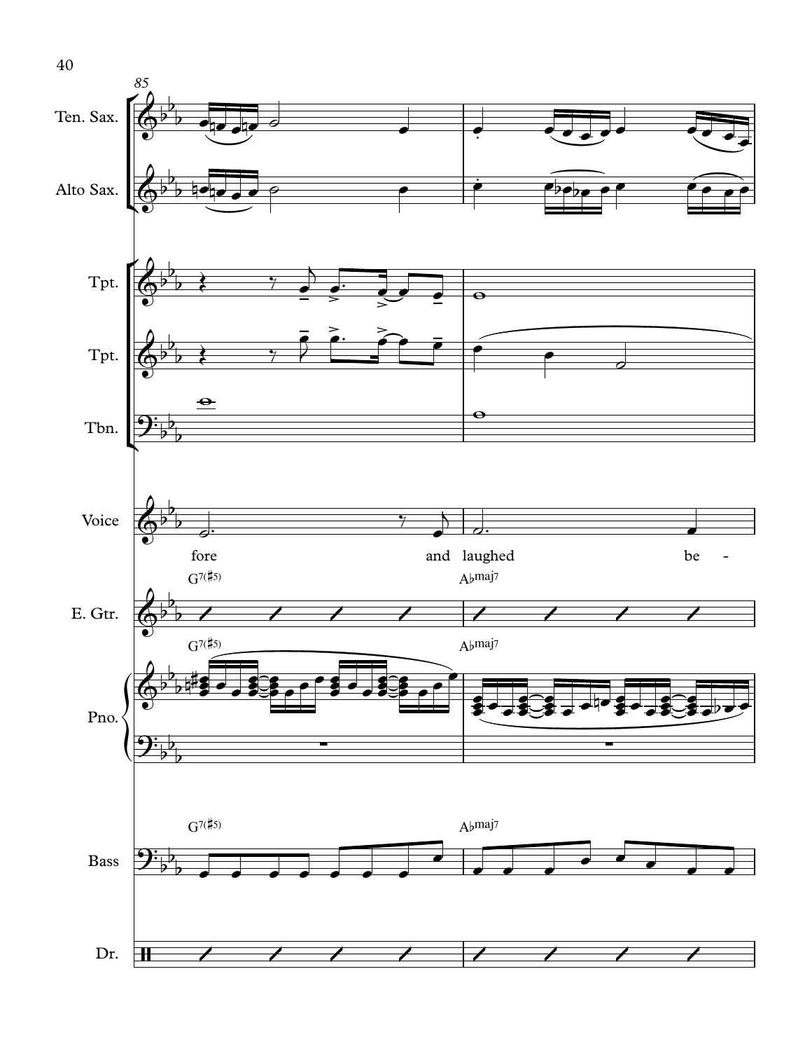85

Ten. Sax.

Alto Sax.

Tpt.

Tpt.

Tbn.

Voice

fore and laughed be -

G7(♯5) Ab maj7

E. Gtr.

Pno.

Bass

Dr.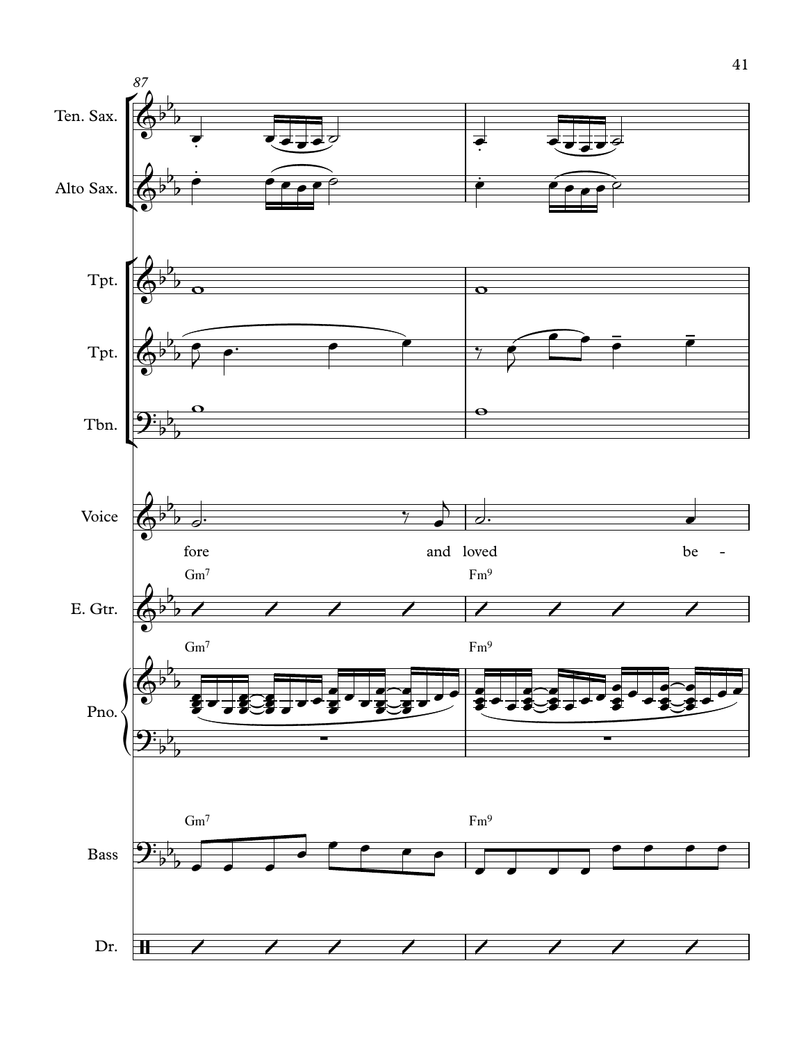87

Ten. Sax.

Alto Sax.

Tpt.

Tpt.

Tbn.

Voice

fore and loved be -

E. Gtr.

Gm7 Fm9

Pno.

Gm7 Fm9

Bass

Gm7 Fm9

Dr.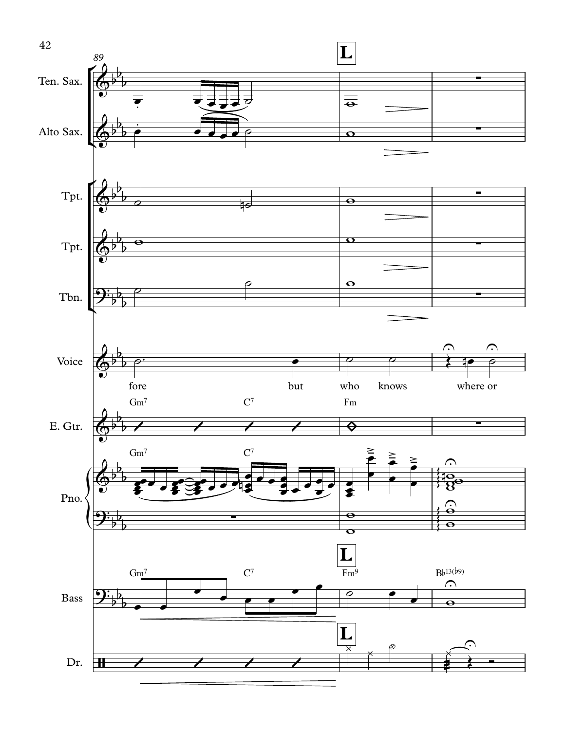89

**L**

Ten. Sax.

Alto Sax.

Tpt.

Tpt.

Tbn.

Voice

fore but who knows where or

E. Gtr.

Gm7 C7 Fm

Pno.

Gm7 C7

Bass

Gm7 C7 Fm9 B♭13(♭9)

Dr.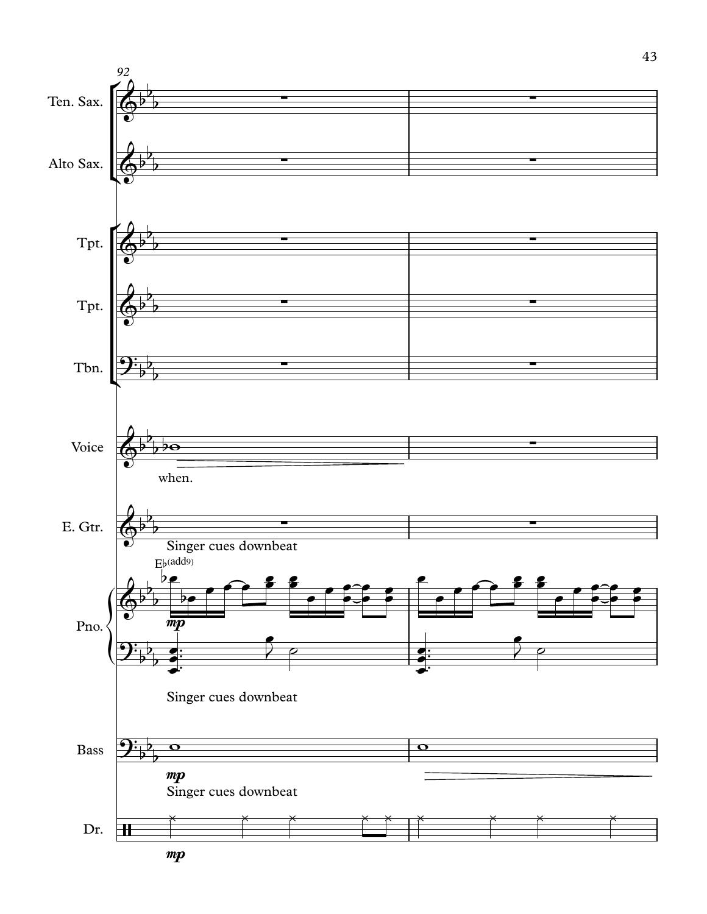92

Ten. Sax.

Alto Sax.

Tpt.

Tpt.

Tbn.

Voice

when.

E. Gtr.

Singer cues downbeat

E♭(add9)

*mp*

Pno.

Singer cues downbeat

Bass

*mp*

Singer cues downbeat

Dr.

*mp*